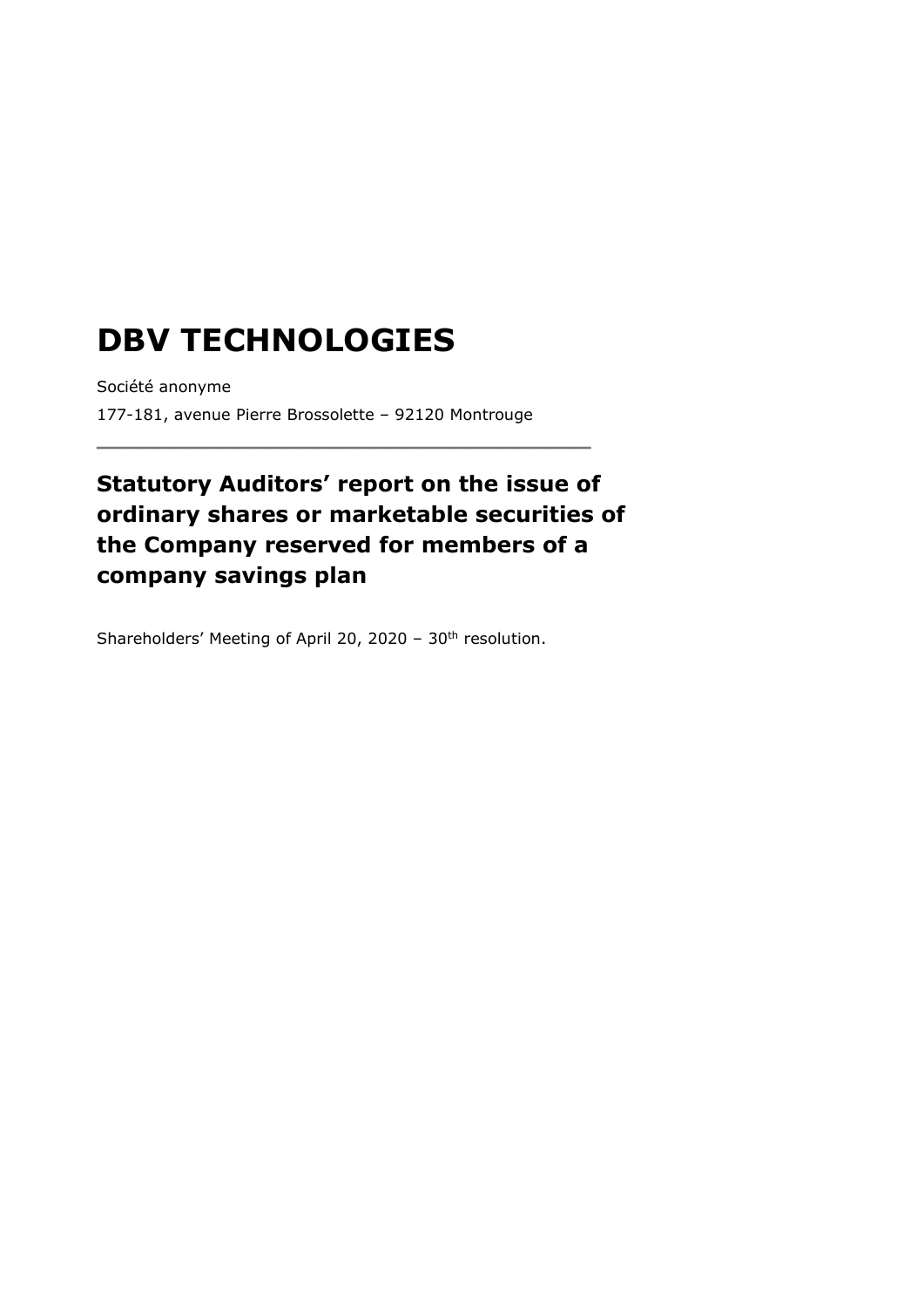# DBV TECHNOLOGIES

Société anonyme

177-181, avenue Pierre Brossolette – 92120 Montrouge

---

## Statutory Auditors' report on the issue of ordinary shares or marketable securities of the Company reserved for members of a company savings plan

Shareholders' Meeting of April 20, 2020 – 30th resolution.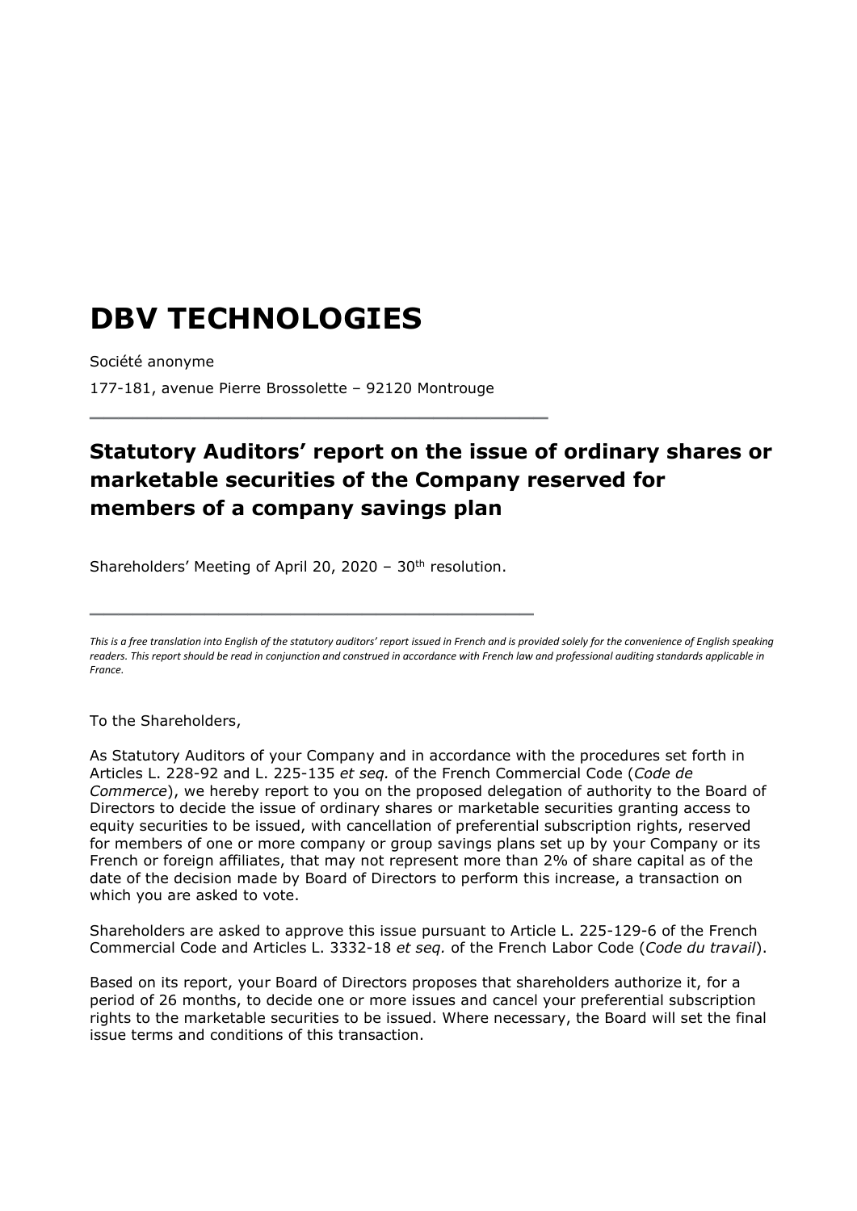# DBV TECHNOLOGIES

Société anonyme

177-181, avenue Pierre Brossolette – 92120 Montrouge

## Statutory Auditors' report on the issue of ordinary shares or marketable securities of the Company reserved for members of a company savings plan

Shareholders' Meeting of April 20, 2020 – 30th resolution.

*This is a free translation into English of the statutory auditors' report issued in French and is provided solely for the convenience of English speaking readers. This report should be read in conjunction and construed in accordance with French law and professional auditing standards applicable in France.*

To the Shareholders,

As Statutory Auditors of your Company and in accordance with the procedures set forth in Articles L. 228-92 and L. 225-135 *et seq.* of the French Commercial Code (*Code de Commerce*), we hereby report to you on the proposed delegation of authority to the Board of Directors to decide the issue of ordinary shares or marketable securities granting access to equity securities to be issued, with cancellation of preferential subscription rights, reserved for members of one or more company or group savings plans set up by your Company or its French or foreign affiliates, that may not represent more than 2% of share capital as of the date of the decision made by Board of Directors to perform this increase, a transaction on which you are asked to vote.

Shareholders are asked to approve this issue pursuant to Article L. 225-129-6 of the French Commercial Code and Articles L. 3332-18 *et seq.* of the French Labor Code (*Code du travail*).

Based on its report, your Board of Directors proposes that shareholders authorize it, for a period of 26 months, to decide one or more issues and cancel your preferential subscription rights to the marketable securities to be issued. Where necessary, the Board will set the final issue terms and conditions of this transaction.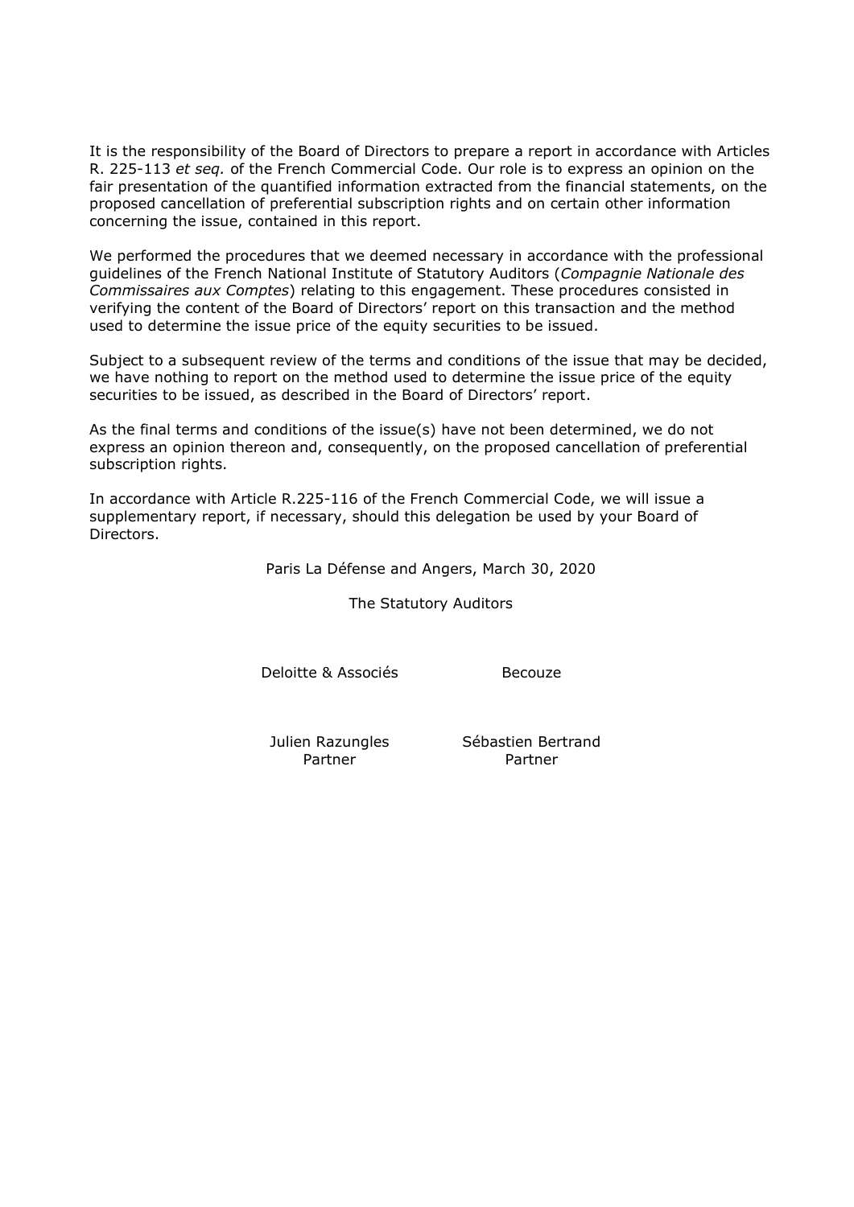It is the responsibility of the Board of Directors to prepare a report in accordance with Articles R. 225-113 *et seq.* of the French Commercial Code. Our role is to express an opinion on the fair presentation of the quantified information extracted from the financial statements, on the proposed cancellation of preferential subscription rights and on certain other information concerning the issue, contained in this report.

We performed the procedures that we deemed necessary in accordance with the professional guidelines of the French National Institute of Statutory Auditors (*Compagnie Nationale des Commissaires aux Comptes*) relating to this engagement. These procedures consisted in verifying the content of the Board of Directors' report on this transaction and the method used to determine the issue price of the equity securities to be issued.

Subject to a subsequent review of the terms and conditions of the issue that may be decided, we have nothing to report on the method used to determine the issue price of the equity securities to be issued, as described in the Board of Directors' report.

As the final terms and conditions of the issue(s) have not been determined, we do not express an opinion thereon and, consequently, on the proposed cancellation of preferential subscription rights.

In accordance with Article R.225-116 of the French Commercial Code, we will issue a supplementary report, if necessary, should this delegation be used by your Board of Directors.

Paris La Défense and Angers, March 30, 2020

The Statutory Auditors

| | |
|---|---|
| Deloitte & Associés | Becouze |
| Julien Razungles<br>Partner | Sébastien Bertrand<br>Partner |